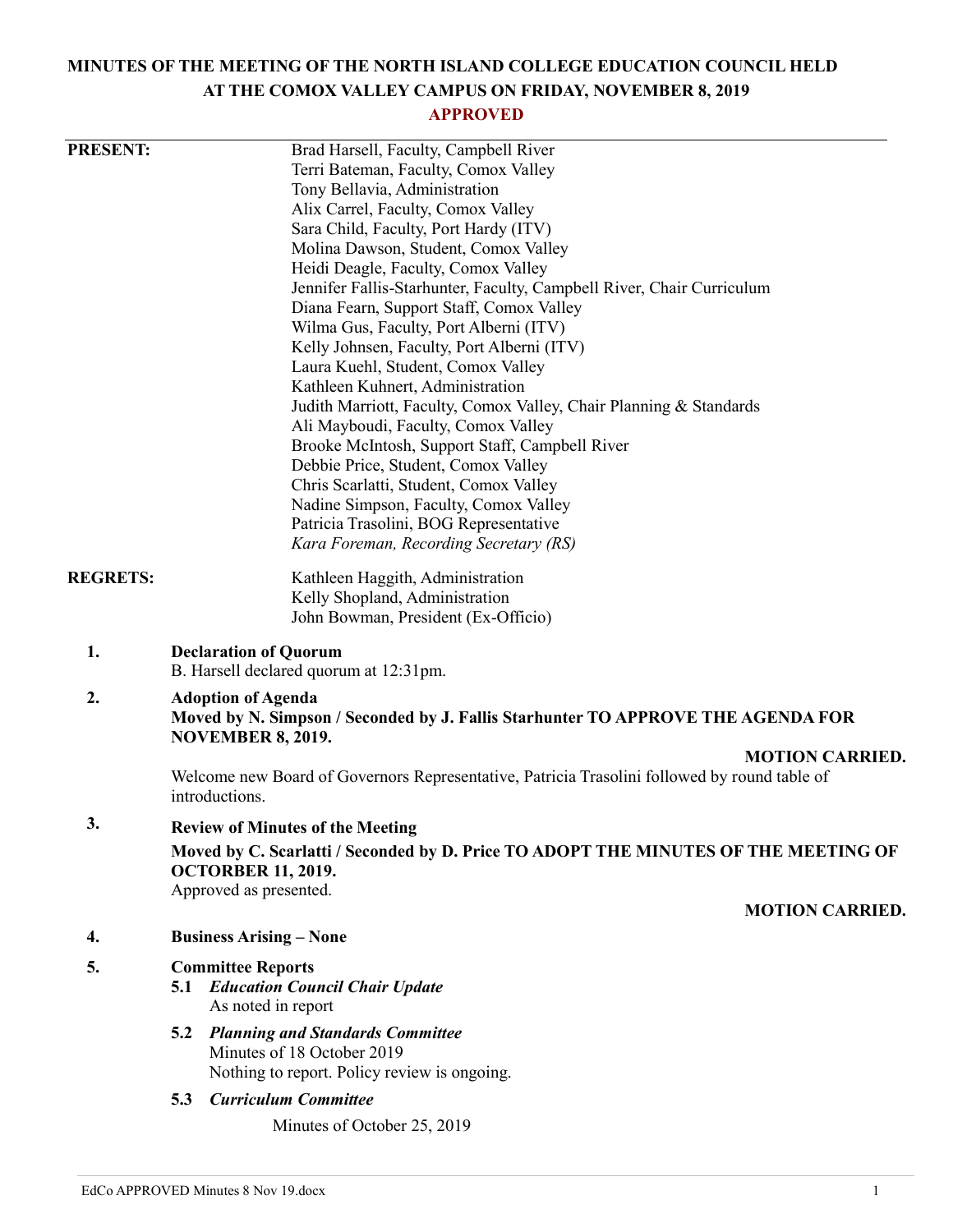# MINUTES OF THE MEETING OF THE NORTH ISLAND COLLEGE EDUCATION COUNCIL HELD AT THE COMOX VALLEY CAMPUS ON FRIDAY, NOVEMBER 8, 2019

**APPROVED**

**PRESENT:**

Brad Harsell, Faculty, Campbell River
Terri Bateman, Faculty, Comox Valley
Tony Bellavia, Administration
Alix Carrel, Faculty, Comox Valley
Sara Child, Faculty, Port Hardy (ITV)
Molina Dawson, Student, Comox Valley
Heidi Deagle, Faculty, Comox Valley
Jennifer Fallis-Starhunter, Faculty, Campbell River, Chair Curriculum
Diana Fearn, Support Staff, Comox Valley
Wilma Gus, Faculty, Port Alberni (ITV)
Kelly Johnsen, Faculty, Port Alberni (ITV)
Laura Kuehl, Student, Comox Valley
Kathleen Kuhnert, Administration
Judith Marriott, Faculty, Comox Valley, Chair Planning & Standards
Ali Mayboudi, Faculty, Comox Valley
Brooke McIntosh, Support Staff, Campbell River
Debbie Price, Student, Comox Valley
Chris Scarlatti, Student, Comox Valley
Nadine Simpson, Faculty, Comox Valley
Patricia Trasolini, BOG Representative
*Kara Foreman, Recording Secretary (RS)*

**REGRETS:**

Kathleen Haggith, Administration
Kelly Shopland, Administration
John Bowman, President (Ex-Officio)

**1. Declaration of Quorum**

B. Harsell declared quorum at 12:31pm.

**2. Adoption of Agenda**

**Moved by N. Simpson / Seconded by J. Fallis Starhunter TO APPROVE THE AGENDA FOR NOVEMBER 8, 2019.**

**MOTION CARRIED.**

Welcome new Board of Governors Representative, Patricia Trasolini followed by round table of introductions.

**3. Review of Minutes of the Meeting**

**Moved by C. Scarlatti / Seconded by D. Price TO ADOPT THE MINUTES OF THE MEETING OF OCTORBER 11, 2019.**

Approved as presented.

**MOTION CARRIED.**

**4. Business Arising – None**

**5. Committee Reports**

**5.1** ***Education Council Chair Update***
As noted in report

**5.2** ***Planning and Standards Committee***
Minutes of 18 October 2019
Nothing to report. Policy review is ongoing.

**5.3** ***Curriculum Committee***

Minutes of October 25, 2019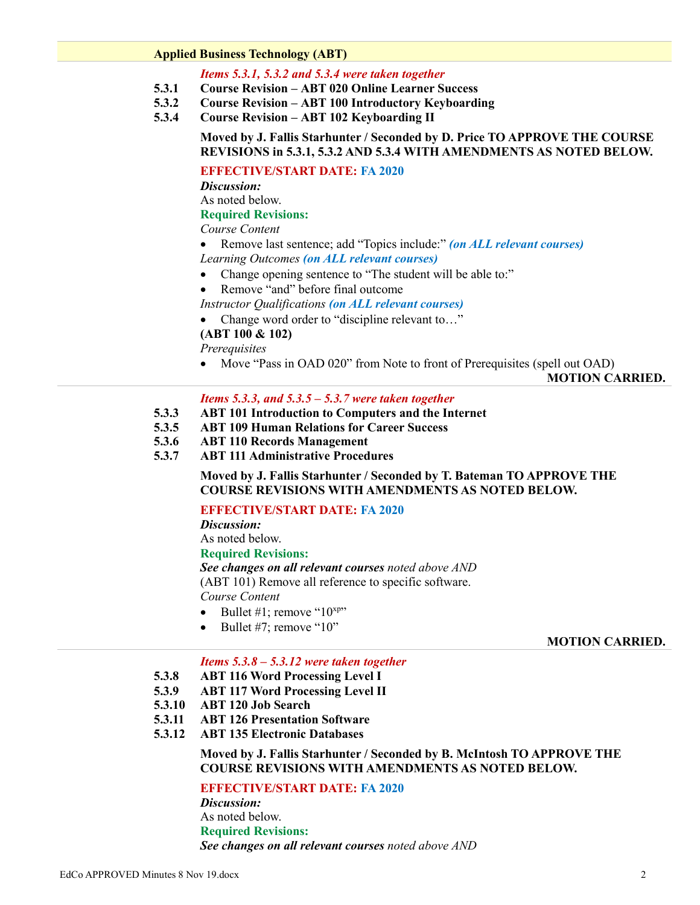## Applied Business Technology (ABT)

*Items 5.3.1, 5.3.2 and 5.3.4 were taken together*

**5.3.1 Course Revision – ABT 020 Online Learner Success**
**5.3.2 Course Revision – ABT 100 Introductory Keyboarding**
**5.3.4 Course Revision – ABT 102 Keyboarding II**

**Moved by J. Fallis Starhunter / Seconded by D. Price TO APPROVE THE COURSE REVISIONS in 5.3.1, 5.3.2 AND 5.3.4 WITH AMENDMENTS AS NOTED BELOW.**

**EFFECTIVE/START DATE: FA 2020**

***Discussion:***
As noted below.

**Required Revisions:**

*Course Content*

- Remove last sentence; add "Topics include:" ***(on ALL relevant courses)***

*Learning Outcomes* ***(on ALL relevant courses)***

- Change opening sentence to "The student will be able to:"
- Remove "and" before final outcome

*Instructor Qualifications* ***(on ALL relevant courses)***

- Change word order to "discipline relevant to…"

**(ABT 100 & 102)**

*Prerequisites*

- Move "Pass in OAD 020" from Note to front of Prerequisites (spell out OAD)

**MOTION CARRIED.**

---

*Items 5.3.3, and 5.3.5 – 5.3.7 were taken together*

**5.3.3 ABT 101 Introduction to Computers and the Internet**
**5.3.5 ABT 109 Human Relations for Career Success**
**5.3.6 ABT 110 Records Management**
**5.3.7 ABT 111 Administrative Procedures**

**Moved by J. Fallis Starhunter / Seconded by T. Bateman TO APPROVE THE COURSE REVISIONS WITH AMENDMENTS AS NOTED BELOW.**

**EFFECTIVE/START DATE: FA 2020**

***Discussion:***
As noted below.

**Required Revisions:**

***See changes on all relevant courses*** *noted above AND*
(ABT 101) Remove all reference to specific software.

*Course Content*

- Bullet #1; remove "10xp"
- Bullet #7; remove "10"

**MOTION CARRIED.**

---

*Items 5.3.8 – 5.3.12 were taken together*

**5.3.8 ABT 116 Word Processing Level I**
**5.3.9 ABT 117 Word Processing Level II**
**5.3.10 ABT 120 Job Search**
**5.3.11 ABT 126 Presentation Software**
**5.3.12 ABT 135 Electronic Databases**

**Moved by J. Fallis Starhunter / Seconded by B. McIntosh TO APPROVE THE COURSE REVISIONS WITH AMENDMENTS AS NOTED BELOW.**

**EFFECTIVE/START DATE: FA 2020**

***Discussion:***
As noted below.

**Required Revisions:**

***See changes on all relevant courses*** *noted above AND*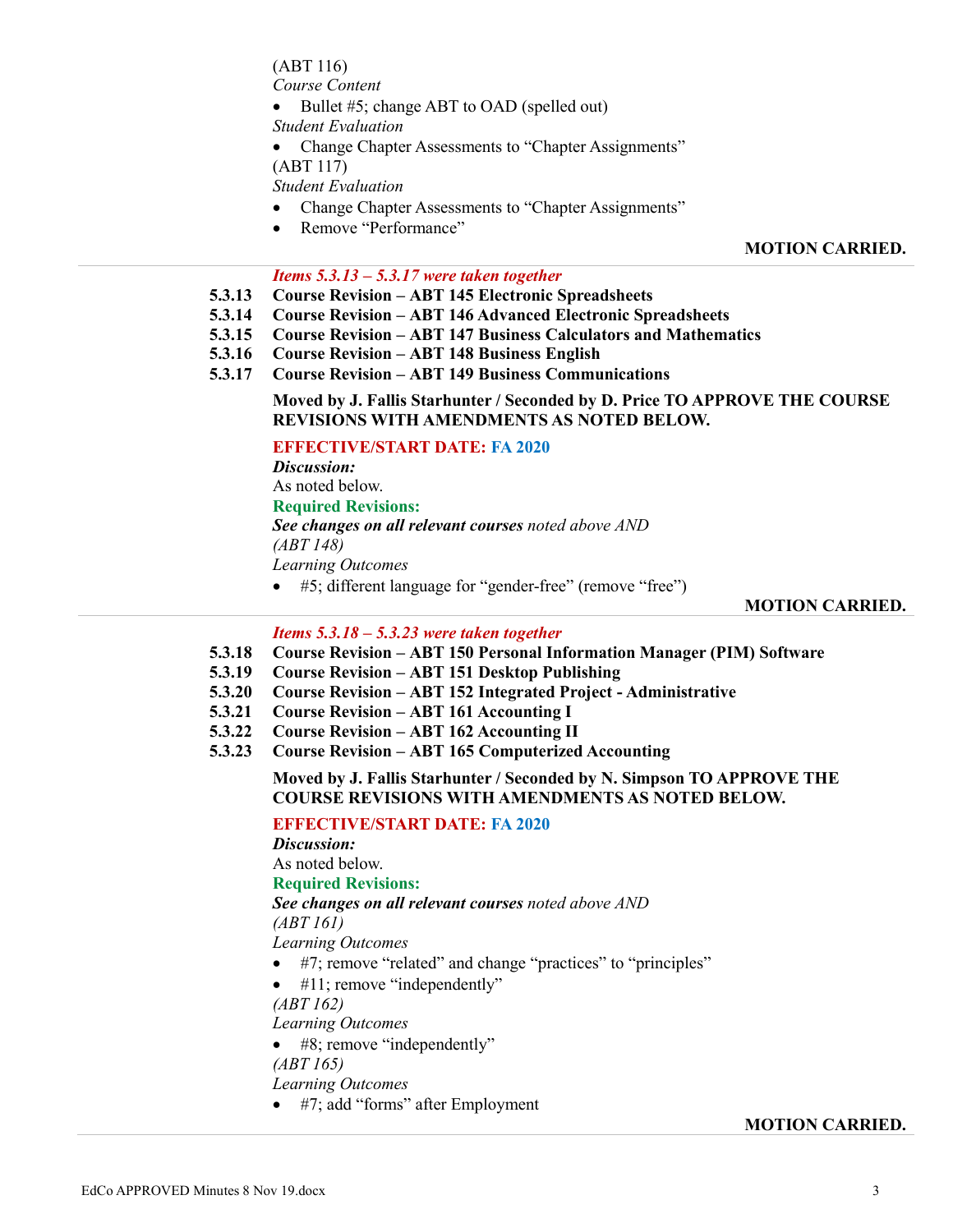(ABT 116)

*Course Content*

- Bullet #5; change ABT to OAD (spelled out)

*Student Evaluation*

- Change Chapter Assessments to "Chapter Assignments"

(ABT 117)

*Student Evaluation*

- Change Chapter Assessments to "Chapter Assignments"
- Remove "Performance"

**MOTION CARRIED.**

---

***Items 5.3.13 – 5.3.17 were taken together***

**5.3.13 Course Revision – ABT 145 Electronic Spreadsheets**
**5.3.14 Course Revision – ABT 146 Advanced Electronic Spreadsheets**
**5.3.15 Course Revision – ABT 147 Business Calculators and Mathematics**
**5.3.16 Course Revision – ABT 148 Business English**
**5.3.17 Course Revision – ABT 149 Business Communications**

**Moved by J. Fallis Starhunter / Seconded by D. Price TO APPROVE THE COURSE REVISIONS WITH AMENDMENTS AS NOTED BELOW.**

**EFFECTIVE/START DATE: FA 2020**

***Discussion:***

As noted below.

**Required Revisions:**

***See changes on all relevant courses*** *noted above AND*

*(ABT 148)*

*Learning Outcomes*

- #5; different language for "gender-free" (remove "free")

**MOTION CARRIED.**

---

***Items 5.3.18 – 5.3.23 were taken together***

**5.3.18 Course Revision – ABT 150 Personal Information Manager (PIM) Software**
**5.3.19 Course Revision – ABT 151 Desktop Publishing**
**5.3.20 Course Revision – ABT 152 Integrated Project - Administrative**
**5.3.21 Course Revision – ABT 161 Accounting I**
**5.3.22 Course Revision – ABT 162 Accounting II**
**5.3.23 Course Revision – ABT 165 Computerized Accounting**

**Moved by J. Fallis Starhunter / Seconded by N. Simpson TO APPROVE THE COURSE REVISIONS WITH AMENDMENTS AS NOTED BELOW.**

**EFFECTIVE/START DATE: FA 2020**

***Discussion:***

As noted below.

**Required Revisions:**

***See changes on all relevant courses*** *noted above AND*

*(ABT 161)*

*Learning Outcomes*

- #7; remove "related" and change "practices" to "principles"
- #11; remove "independently"

*(ABT 162)*

*Learning Outcomes*

- #8; remove "independently"

*(ABT 165)*

*Learning Outcomes*

- #7; add "forms" after Employment

**MOTION CARRIED.**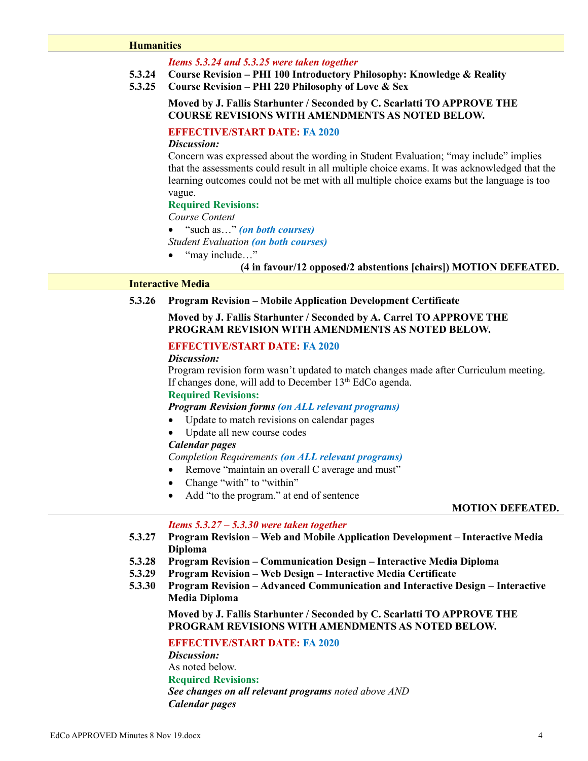## Humanities

*Items 5.3.24 and 5.3.25 were taken together*

**5.3.24 Course Revision – PHI 100 Introductory Philosophy: Knowledge & Reality**

**5.3.25 Course Revision – PHI 220 Philosophy of Love & Sex**

**Moved by J. Fallis Starhunter / Seconded by C. Scarlatti TO APPROVE THE COURSE REVISIONS WITH AMENDMENTS AS NOTED BELOW.**

**EFFECTIVE/START DATE: FA 2020**

***Discussion:***

Concern was expressed about the wording in Student Evaluation; "may include" implies that the assessments could result in all multiple choice exams. It was acknowledged that the learning outcomes could not be met with all multiple choice exams but the language is too vague.

**Required Revisions:**

*Course Content*

- "such as…" ***(on both courses)***

*Student Evaluation* ***(on both courses)***

- "may include…"

**(4 in favour/12 opposed/2 abstentions [chairs]) MOTION DEFEATED.**

## Interactive Media

**5.3.26 Program Revision – Mobile Application Development Certificate**

**Moved by J. Fallis Starhunter / Seconded by A. Carrel TO APPROVE THE PROGRAM REVISION WITH AMENDMENTS AS NOTED BELOW.**

**EFFECTIVE/START DATE: FA 2020**

***Discussion:***

Program revision form wasn't updated to match changes made after Curriculum meeting. If changes done, will add to December 13th EdCo agenda.

**Required Revisions:**

***Program Revision forms (on ALL relevant programs)***

- Update to match revisions on calendar pages
- Update all new course codes

***Calendar pages***

*Completion Requirements* ***(on ALL relevant programs)***

- Remove "maintain an overall C average and must"
- Change "with" to "within"
- Add "to the program." at end of sentence

**MOTION DEFEATED.**

*Items 5.3.27 – 5.3.30 were taken together*

**5.3.27 Program Revision – Web and Mobile Application Development – Interactive Media Diploma**

**5.3.28 Program Revision – Communication Design – Interactive Media Diploma**

**5.3.29 Program Revision – Web Design – Interactive Media Certificate**

**5.3.30 Program Revision – Advanced Communication and Interactive Design – Interactive Media Diploma**

**Moved by J. Fallis Starhunter / Seconded by C. Scarlatti TO APPROVE THE PROGRAM REVISIONS WITH AMENDMENTS AS NOTED BELOW.**

**EFFECTIVE/START DATE: FA 2020**

***Discussion:***

As noted below.

**Required Revisions:**

***See changes on all relevant programs*** *noted above AND*

***Calendar pages***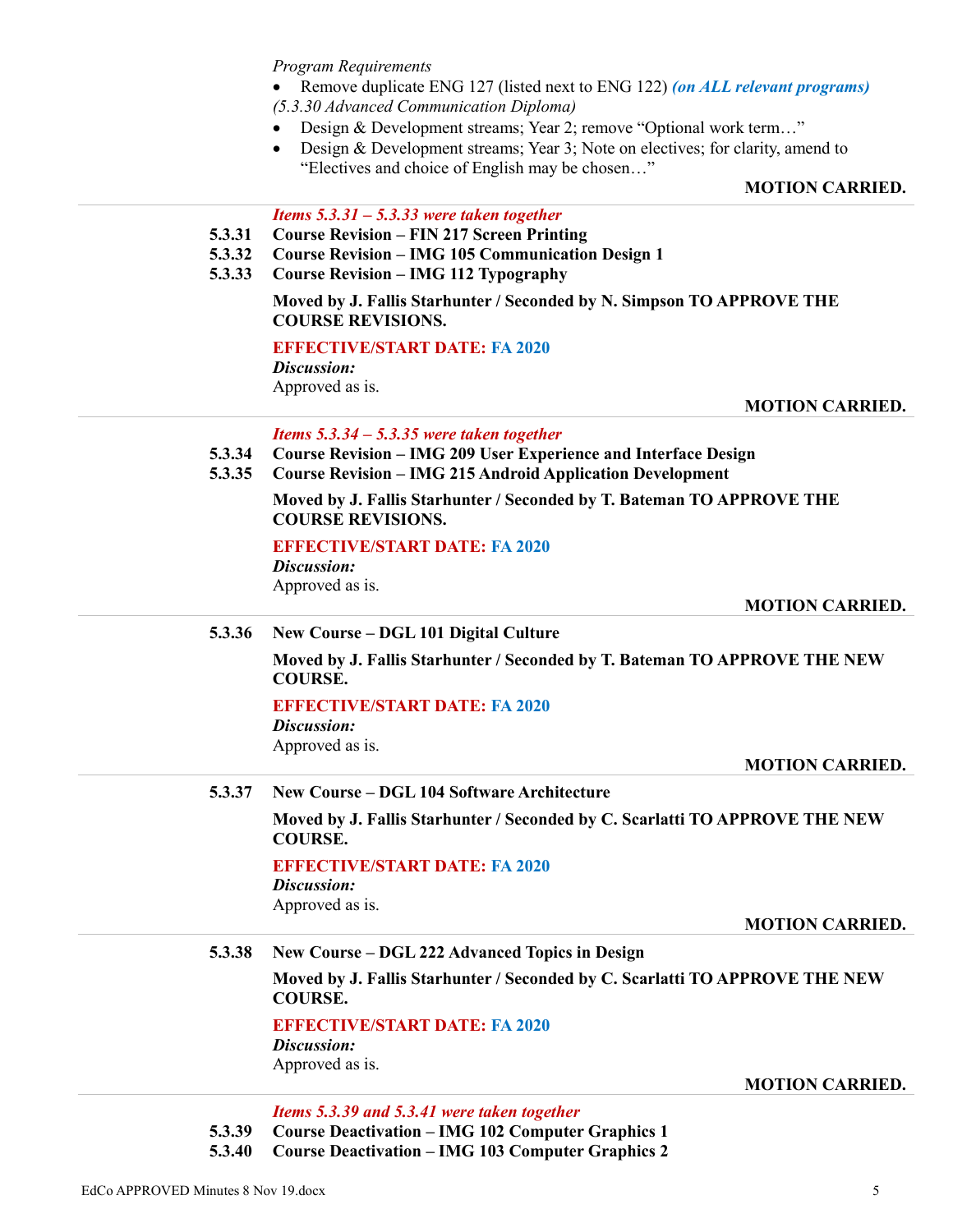*Program Requirements*

- Remove duplicate ENG 127 (listed next to ENG 122) ***(on ALL relevant programs)***

*(5.3.30 Advanced Communication Diploma)*

- Design & Development streams; Year 2; remove "Optional work term…"
- Design & Development streams; Year 3; Note on electives; for clarity, amend to "Electives and choice of English may be chosen…"

**MOTION CARRIED.**

---

***Items 5.3.31 – 5.3.33 were taken together***

**5.3.31 Course Revision – FIN 217 Screen Printing**
**5.3.32 Course Revision – IMG 105 Communication Design 1**
**5.3.33 Course Revision – IMG 112 Typography**

**Moved by J. Fallis Starhunter / Seconded by N. Simpson TO APPROVE THE COURSE REVISIONS.**

**EFFECTIVE/START DATE: FA 2020**

***Discussion:***
Approved as is.

**MOTION CARRIED.**

---

***Items 5.3.34 – 5.3.35 were taken together***

**5.3.34 Course Revision – IMG 209 User Experience and Interface Design**
**5.3.35 Course Revision – IMG 215 Android Application Development**

**Moved by J. Fallis Starhunter / Seconded by T. Bateman TO APPROVE THE COURSE REVISIONS.**

**EFFECTIVE/START DATE: FA 2020**

***Discussion:***
Approved as is.

**MOTION CARRIED.**

---

**5.3.36 New Course – DGL 101 Digital Culture**

**Moved by J. Fallis Starhunter / Seconded by T. Bateman TO APPROVE THE NEW COURSE.**

**EFFECTIVE/START DATE: FA 2020**

***Discussion:***
Approved as is.

**MOTION CARRIED.**

---

**5.3.37 New Course – DGL 104 Software Architecture**

**Moved by J. Fallis Starhunter / Seconded by C. Scarlatti TO APPROVE THE NEW COURSE.**

**EFFECTIVE/START DATE: FA 2020**

***Discussion:***
Approved as is.

**MOTION CARRIED.**

---

**5.3.38 New Course – DGL 222 Advanced Topics in Design**

**Moved by J. Fallis Starhunter / Seconded by C. Scarlatti TO APPROVE THE NEW COURSE.**

**EFFECTIVE/START DATE: FA 2020**

***Discussion:***
Approved as is.

**MOTION CARRIED.**

---

***Items 5.3.39 and 5.3.41 were taken together***

**5.3.39 Course Deactivation – IMG 102 Computer Graphics 1**
**5.3.40 Course Deactivation – IMG 103 Computer Graphics 2**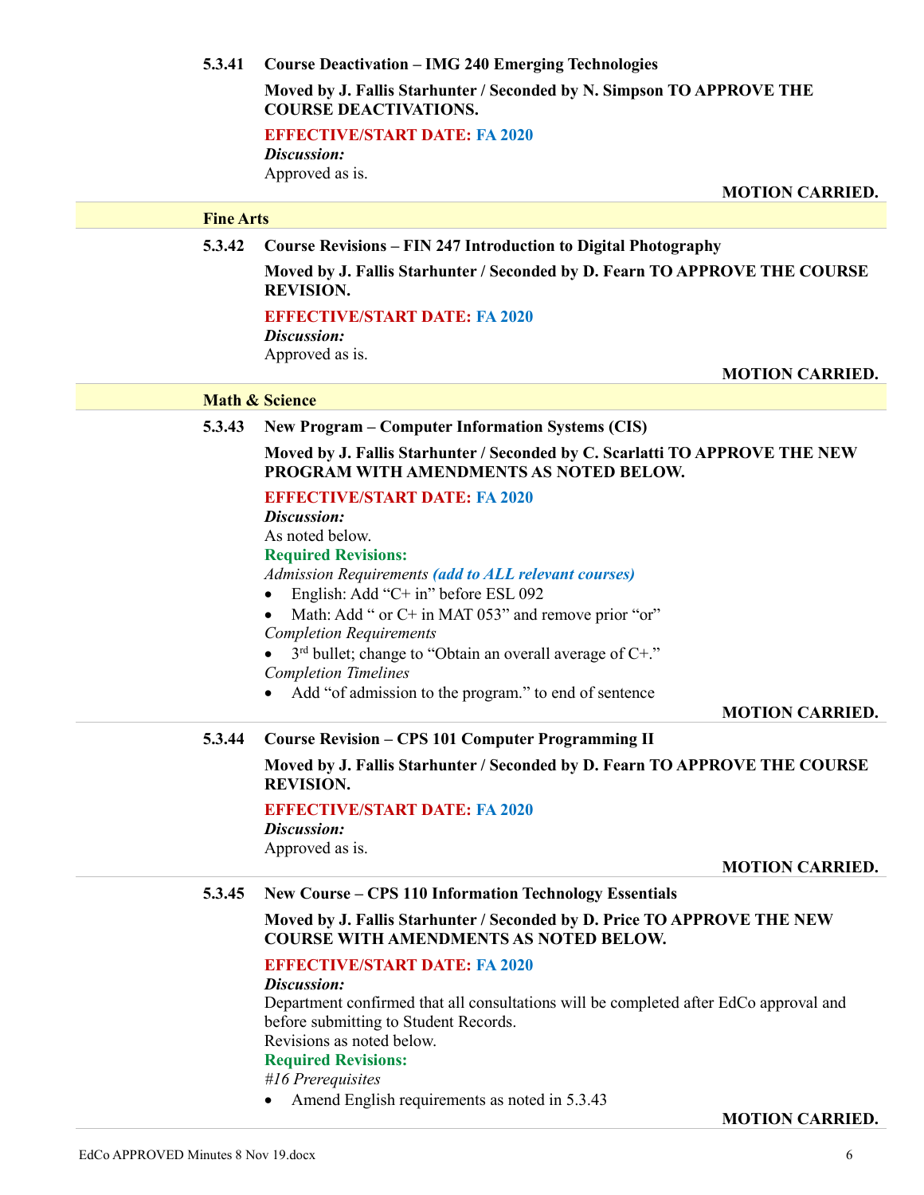**5.3.41 Course Deactivation – IMG 240 Emerging Technologies**

**Moved by J. Fallis Starhunter / Seconded by N. Simpson TO APPROVE THE COURSE DEACTIVATIONS.**

**EFFECTIVE/START DATE: FA 2020**

***Discussion:***

Approved as is.

**MOTION CARRIED.**

**Fine Arts**

**5.3.42 Course Revisions – FIN 247 Introduction to Digital Photography**

**Moved by J. Fallis Starhunter / Seconded by D. Fearn TO APPROVE THE COURSE REVISION.**

**EFFECTIVE/START DATE: FA 2020**

***Discussion:***

Approved as is.

**MOTION CARRIED.**

**Math & Science**

**5.3.43 New Program – Computer Information Systems (CIS)**

**Moved by J. Fallis Starhunter / Seconded by C. Scarlatti TO APPROVE THE NEW PROGRAM WITH AMENDMENTS AS NOTED BELOW.**

**EFFECTIVE/START DATE: FA 2020**

***Discussion:***

As noted below.

**Required Revisions:**

*Admission Requirements* ***(add to ALL relevant courses)***

- English: Add “C+ in” before ESL 092
- Math: Add “ or C+ in MAT 053” and remove prior “or”

*Completion Requirements*

- 3rd bullet; change to “Obtain an overall average of C+.”

*Completion Timelines*

- Add “of admission to the program.” to end of sentence

**MOTION CARRIED.**

**5.3.44 Course Revision – CPS 101 Computer Programming II**

**Moved by J. Fallis Starhunter / Seconded by D. Fearn TO APPROVE THE COURSE REVISION.**

**EFFECTIVE/START DATE: FA 2020**

***Discussion:***

Approved as is.

**MOTION CARRIED.**

**5.3.45 New Course – CPS 110 Information Technology Essentials**

**Moved by J. Fallis Starhunter / Seconded by D. Price TO APPROVE THE NEW COURSE WITH AMENDMENTS AS NOTED BELOW.**

**EFFECTIVE/START DATE: FA 2020**

***Discussion:***

Department confirmed that all consultations will be completed after EdCo approval and before submitting to Student Records.

Revisions as noted below.

**Required Revisions:**

*#16 Prerequisites*

- Amend English requirements as noted in 5.3.43

**MOTION CARRIED.**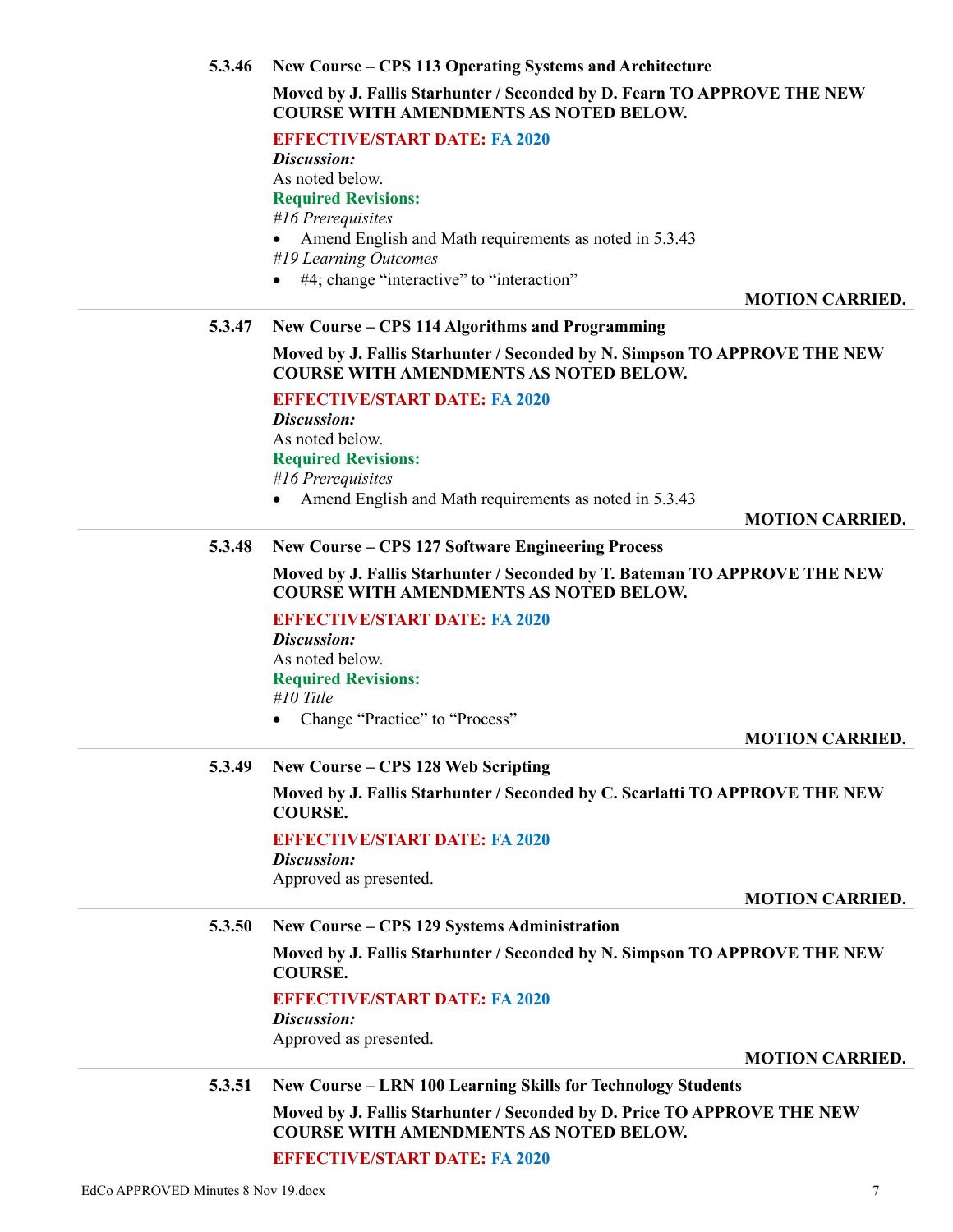**5.3.46 New Course – CPS 113 Operating Systems and Architecture**

**Moved by J. Fallis Starhunter / Seconded by D. Fearn TO APPROVE THE NEW COURSE WITH AMENDMENTS AS NOTED BELOW.**

**EFFECTIVE/START DATE: FA 2020**

***Discussion:***

As noted below.

**Required Revisions:**

*#16 Prerequisites*

- Amend English and Math requirements as noted in 5.3.43

*#19 Learning Outcomes*

- #4; change "interactive" to "interaction"

**MOTION CARRIED.**

---

**5.3.47 New Course – CPS 114 Algorithms and Programming**

**Moved by J. Fallis Starhunter / Seconded by N. Simpson TO APPROVE THE NEW COURSE WITH AMENDMENTS AS NOTED BELOW.**

**EFFECTIVE/START DATE: FA 2020**

***Discussion:***

As noted below.

**Required Revisions:**

*#16 Prerequisites*

- Amend English and Math requirements as noted in 5.3.43

**MOTION CARRIED.**

---

**5.3.48 New Course – CPS 127 Software Engineering Process**

**Moved by J. Fallis Starhunter / Seconded by T. Bateman TO APPROVE THE NEW COURSE WITH AMENDMENTS AS NOTED BELOW.**

**EFFECTIVE/START DATE: FA 2020**

***Discussion:***

As noted below.

**Required Revisions:**

*#10 Title*

- Change "Practice" to "Process"

**MOTION CARRIED.**

---

**5.3.49 New Course – CPS 128 Web Scripting**

**Moved by J. Fallis Starhunter / Seconded by C. Scarlatti TO APPROVE THE NEW COURSE.**

**EFFECTIVE/START DATE: FA 2020**

***Discussion:***

Approved as presented.

**MOTION CARRIED.**

---

**5.3.50 New Course – CPS 129 Systems Administration**

**Moved by J. Fallis Starhunter / Seconded by N. Simpson TO APPROVE THE NEW COURSE.**

**EFFECTIVE/START DATE: FA 2020**

***Discussion:***

Approved as presented.

**MOTION CARRIED.**

---

**5.3.51 New Course – LRN 100 Learning Skills for Technology Students**

**Moved by J. Fallis Starhunter / Seconded by D. Price TO APPROVE THE NEW COURSE WITH AMENDMENTS AS NOTED BELOW.**

**EFFECTIVE/START DATE: FA 2020**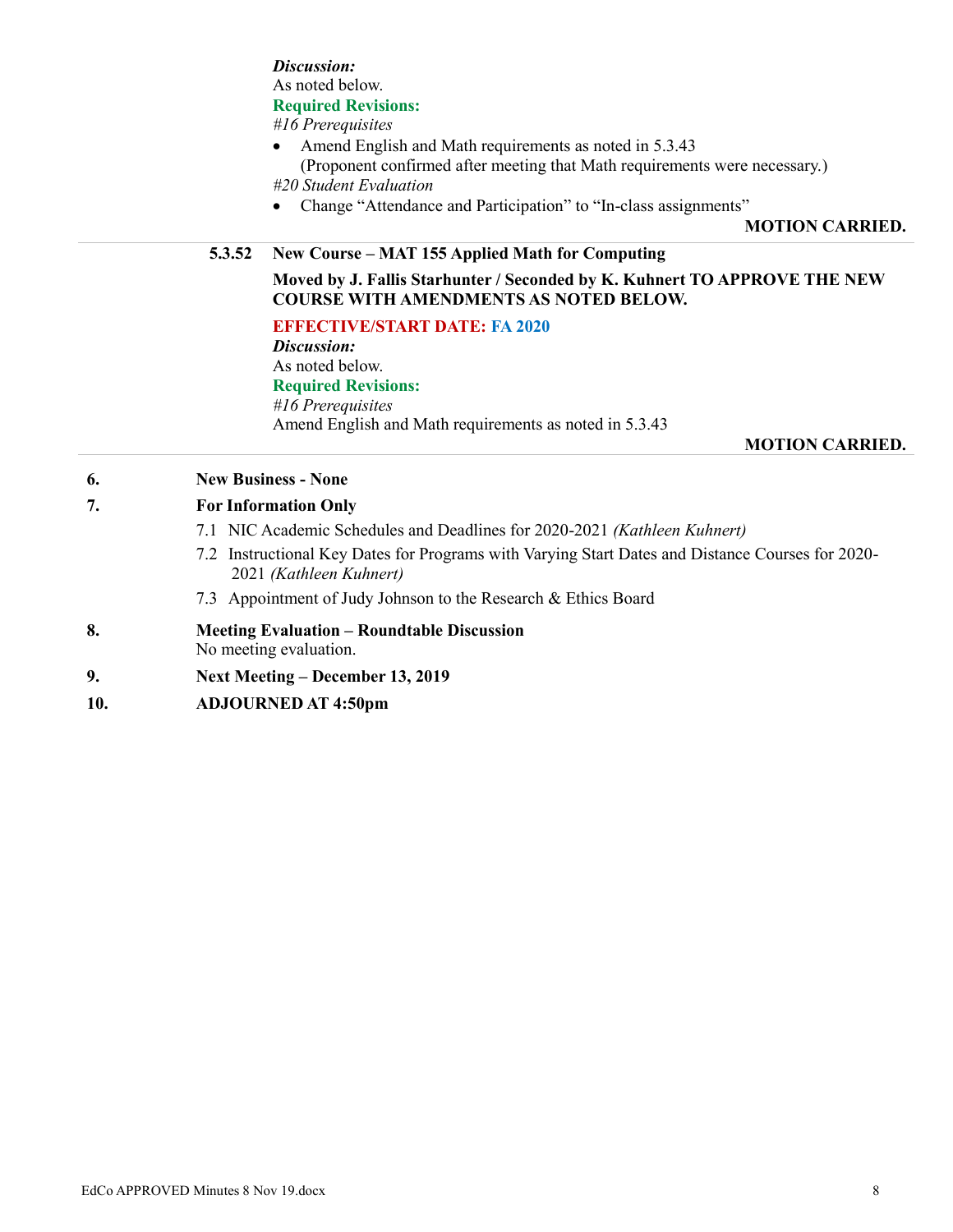*Discussion:*
As noted below.
**Required Revisions:**
*#16 Prerequisites*

- Amend English and Math requirements as noted in 5.3.43
  (Proponent confirmed after meeting that Math requirements were necessary.)

*#20 Student Evaluation*

- Change "Attendance and Participation" to "In-class assignments"

**MOTION CARRIED.**

---

**5.3.52 New Course – MAT 155 Applied Math for Computing**

**Moved by J. Fallis Starhunter / Seconded by K. Kuhnert TO APPROVE THE NEW COURSE WITH AMENDMENTS AS NOTED BELOW.**

**EFFECTIVE/START DATE: FA 2020**
*Discussion:*
As noted below.
**Required Revisions:**
*#16 Prerequisites*
Amend English and Math requirements as noted in 5.3.43

**MOTION CARRIED.**

---

**6. New Business - None**

**7. For Information Only**

7.1 NIC Academic Schedules and Deadlines for 2020-2021 *(Kathleen Kuhnert)*

7.2 Instructional Key Dates for Programs with Varying Start Dates and Distance Courses for 2020-2021 *(Kathleen Kuhnert)*

7.3 Appointment of Judy Johnson to the Research & Ethics Board

**8. Meeting Evaluation – Roundtable Discussion**
No meeting evaluation.

**9. Next Meeting – December 13, 2019**

**10. ADJOURNED AT 4:50pm**